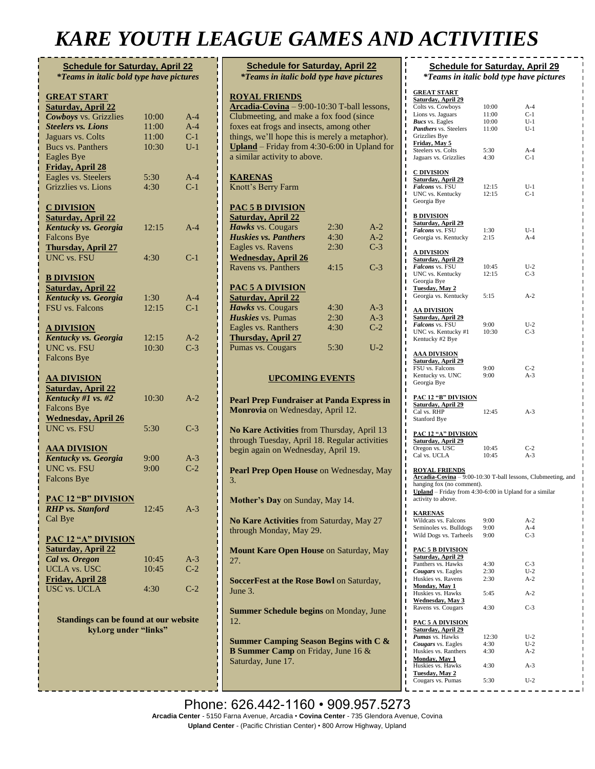# KARE YOUTH LEAGUE GAMES AND ACTIVITIES

## Schedule for Saturday, April 22

*\*Teams in italic bold type have pictures*

### GREAT START

| Saturday, April 22 | | |
|---|---|---|
| ***Cowboys*** vs. Grizzlies | 10:00 | A-4 |
| ***Steelers vs. Lions*** | 11:00 | A-4 |
| Jaguars vs. Colts | 11:00 | C-1 |
| Bucs vs. Panthers | 10:30 | U-1 |
| Eagles Bye | | |
| **Friday, April 28** | | |
| Eagles vs. Steelers | 5:30 | A-4 |
| Grizzlies vs. Lions | 4:30 | C-1 |

### C DIVISION

| Saturday, April 22 | | |
|---|---|---|
| ***Kentucky vs. Georgia*** | 12:15 | A-4 |
| Falcons Bye | | |
| **Thursday, April 27** | | |
| UNC vs. FSU | 4:30 | C-1 |

### B DIVISION

| Saturday, April 22 | | |
|---|---|---|
| ***Kentucky vs. Georgia*** | 1:30 | A-4 |
| FSU vs. Falcons | 12:15 | C-1 |

### A DIVISION

| Saturday, April 22 | | |
|---|---|---|
| ***Kentucky vs. Georgia*** | 12:15 | A-2 |
| UNC vs. FSU | 10:30 | C-3 |
| Falcons Bye | | |

### AA DIVISION

| Saturday, April 22 | | |
|---|---|---|
| ***Kentucky #1 vs. #2*** | 10:30 | A-2 |
| Falcons Bye | | |
| **Wednesday, April 26** | | |
| UNC vs. FSU | 5:30 | C-3 |

### AAA DIVISION

| | | |
|---|---|---|
| ***Kentucky vs. Georgia*** | 9:00 | A-3 |
| UNC vs. FSU | 9:00 | C-2 |
| Falcons Bye | | |

### PAC 12 "B" DIVISION

| | | |
|---|---|---|
| ***RHP vs. Stanford*** | 12:45 | A-3 |
| Cal Bye | | |

### PAC 12 "A" DIVISION

| Saturday, April 22 | | |
|---|---|---|
| ***Cal vs. Oregon*** | 10:45 | A-3 |
| UCLA vs. USC | 10:45 | C-2 |
| **Friday, April 28** | | |
| USC vs. UCLA | 4:30 | C-2 |

**Standings can be found at our website kyl.org under "links"**

## Schedule for Saturday, April 22

*\*Teams in italic bold type have pictures*

### ROYAL FRIENDS

**Arcadia-Covina** – 9:00-10:30 T-ball lessons, Clubmeeting, and make a fox food (since foxes eat frogs and insects, among other things, we'll hope this is merely a metaphor).
**Upland** – Friday from 4:30-6:00 in Upland for a similar activity to above.

### KARENAS

Knott's Berry Farm

### PAC 5 B DIVISION

| Saturday, April 22 | | |
|---|---|---|
| ***Hawks*** vs. Cougars | 2:30 | A-2 |
| ***Huskies vs. Panthers*** | 4:30 | A-2 |
| Eagles vs. Ravens | 2:30 | C-3 |
| **Wednesday, April 26** | | |
| Ravens vs. Panthers | 4:15 | C-3 |

### PAC 5 A DIVISION

| Saturday, April 22 | | |
|---|---|---|
| ***Hawks*** vs. Cougars | 4:30 | A-3 |
| ***Huskies*** vs. Pumas | 2:30 | A-3 |
| Eagles vs. Ranthers | 4:30 | C-2 |
| **Thursday, April 27** | | |
| Pumas vs. Cougars | 5:30 | U-2 |

### UPCOMING EVENTS

**Pearl Prep Fundraiser at Panda Express in Monrovia** on Wednesday, April 12.

**No Kare Activities** from Thursday, April 13 through Tuesday, April 18. Regular activities begin again on Wednesday, April 19.

**Pearl Prep Open House** on Wednesday, May 3.

**Mother's Day** on Sunday, May 14.

**No Kare Activities** from Saturday, May 27 through Monday, May 29.

**Mount Kare Open House** on Saturday, May 27.

**SoccerFest at the Rose Bowl** on Saturday, June 3.

**Summer Schedule begins** on Monday, June 12.

**Summer Camping Season Begins with C & B Summer Camp** on Friday, June 16 & Saturday, June 17.

## Schedule for Saturday, April 29

*\*Teams in italic bold type have pictures*

### GREAT START

| Saturday, April 29 | | |
|---|---|---|
| Colts vs. Cowboys | 10:00 | A-4 |
| Lions vs. Jaguars | 11:00 | C-1 |
| ***Bucs*** vs. Eagles | 10:00 | U-1 |
| ***Panthers*** vs. Steelers | 11:00 | U-1 |
| Grizzlies Bye | | |
| **Friday, May 5** | | |
| Steelers vs. Colts | 5:30 | A-4 |
| Jaguars vs. Grizzlies | 4:30 | C-1 |

### C DIVISION

| Saturday, April 29 | | |
|---|---|---|
| ***Falcons*** vs. FSU | 12:15 | U-1 |
| UNC vs. Kentucky | 12:15 | C-1 |
| Georgia Bye | | |

### B DIVISION

| Saturday, April 29 | | |
|---|---|---|
| ***Falcons*** vs. FSU | 1:30 | U-1 |
| Georgia vs. Kentucky | 2:15 | A-4 |

### A DIVISION

| Saturday, April 29 | | |
|---|---|---|
| ***Falcons*** vs. FSU | 10:45 | U-2 |
| UNC vs. Kentucky | 12:15 | C-3 |
| Georgia Bye | | |
| **Tuesday, May 2** | | |
| Georgia vs. Kentucky | 5:15 | A-2 |

### AA DIVISION

| Saturday, April 29 | | |
|---|---|---|
| ***Falcons*** vs. FSU | 9:00 | U-2 |
| UNC vs. Kentucky #1 | 10:30 | C-3 |
| Kentucky #2 Bye | | |

### AAA DIVISION

| Saturday, April 29 | | |
|---|---|---|
| FSU vs. Falcons | 9:00 | C-2 |
| Kentucky vs. UNC | 9:00 | A-3 |
| Georgia Bye | | |

### PAC 12 "B" DIVISION

| Saturday, April 29 | | |
|---|---|---|
| Cal vs. RHP | 12:45 | A-3 |
| Stanford Bye | | |

### PAC 12 "A" DIVISION

| Saturday, April 29 | | |
|---|---|---|
| Oregon vs. USC | 10:45 | C-2 |
| Cal vs. UCLA | 10:45 | A-3 |

### ROYAL FRIENDS

**Arcadia-Covina** – 9:00-10:30 T-ball lessons, Clubmeeting, and hanging fox (no comment).
**Upland** – Friday from 4:30-6:00 in Upland for a similar activity to above.

### KARENAS

| | | |
|---|---|---|
| Wildcats vs. Falcons | 9:00 | A-2 |
| Seminoles vs. Bulldogs | 9:00 | A-4 |
| Wild Dogs vs. Tarheels | 9:00 | C-3 |

### PAC 5 B DIVISION

| Saturday, April 29 | | |
|---|---|---|
| Panthers vs. Hawks | 4:30 | C-3 |
| ***Cougars*** vs. Eagles | 2:30 | U-2 |
| Huskies vs. Ravens | 2:30 | A-2 |
| **Monday, May 1** | | |
| Huskies vs. Hawks | 5:45 | A-2 |
| **Wednesday, May 3** | | |
| Ravens vs. Cougars | 4:30 | C-3 |

### PAC 5 A DIVISION

| Saturday, April 29 | | |
|---|---|---|
| ***Pumas*** vs. Hawks | 12:30 | U-2 |
| ***Cougars*** vs. Eagles | 4:30 | U-2 |
| Huskies vs. Ranthers | 4:30 | A-2 |
| **Monday, May 1** | | |
| Huskies vs. Hawks | 4:30 | A-3 |
| **Tuesday, May 2** | | |
| Cougars vs. Pumas | 5:30 | U-2 |

Phone: 626.442-1160 • 909.957.5273

**Arcadia Center** - 5150 Farna Avenue, Arcadia • **Covina Center** - 735 Glendora Avenue, Covina

**Upland Center** - (Pacific Christian Center) • 800 Arrow Highway, Upland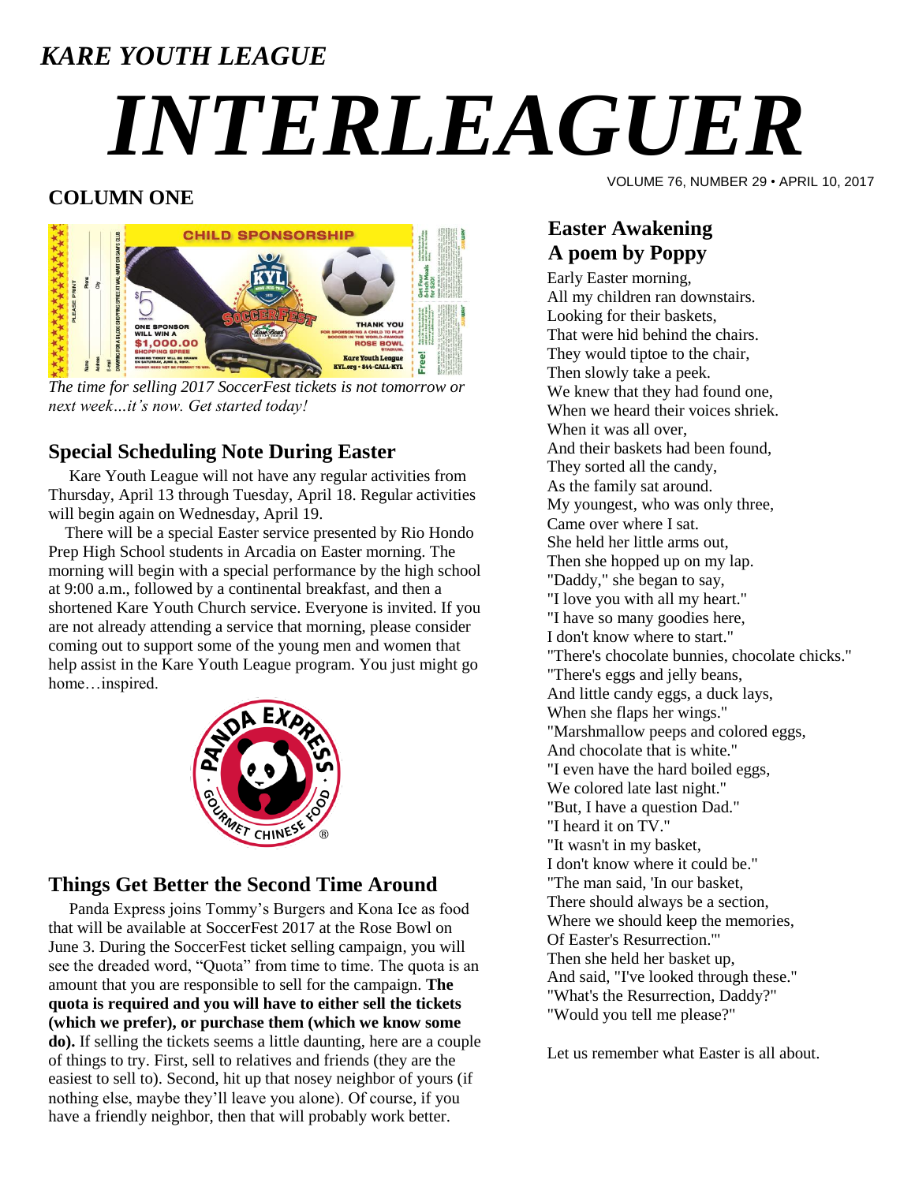*KARE YOUTH LEAGUE*

# *INTERLEAGUER*

VOLUME 76, NUMBER 29 • APRIL 10, 2017

## COLUMN ONE

*The time for selling 2017 SoccerFest tickets is not tomorrow or next week…it's now. Get started today!*

### Special Scheduling Note During Easter

Kare Youth League will not have any regular activities from Thursday, April 13 through Tuesday, April 18. Regular activities will begin again on Wednesday, April 19.

There will be a special Easter service presented by Rio Hondo Prep High School students in Arcadia on Easter morning. The morning will begin with a special performance by the high school at 9:00 a.m., followed by a continental breakfast, and then a shortened Kare Youth Church service. Everyone is invited. If you are not already attending a service that morning, please consider coming out to support some of the young men and women that help assist in the Kare Youth League program. You just might go home…inspired.

### Things Get Better the Second Time Around

Panda Express joins Tommy's Burgers and Kona Ice as food that will be available at SoccerFest 2017 at the Rose Bowl on June 3. During the SoccerFest ticket selling campaign, you will see the dreaded word, "Quota" from time to time. The quota is an amount that you are responsible to sell for the campaign. **The quota is required and you will have to either sell the tickets (which we prefer), or purchase them (which we know some do).** If selling the tickets seems a little daunting, here are a couple of things to try. First, sell to relatives and friends (they are the easiest to sell to). Second, hit up that nosey neighbor of yours (if nothing else, maybe they'll leave you alone). Of course, if you have a friendly neighbor, then that will probably work better.

### Easter Awakening
### A poem by Poppy

Early Easter morning,
All my children ran downstairs.
Looking for their baskets,
That were hid behind the chairs.
They would tiptoe to the chair,
Then slowly take a peek.
We knew that they had found one,
When we heard their voices shriek.
When it was all over,
And their baskets had been found,
They sorted all the candy,
As the family sat around.
My youngest, who was only three,
Came over where I sat.
She held her little arms out,
Then she hopped up on my lap.
"Daddy," she began to say,
"I love you with all my heart."
"I have so many goodies here,
I don't know where to start."
"There's chocolate bunnies, chocolate chicks."
"There's eggs and jelly beans,
And little candy eggs, a duck lays,
When she flaps her wings."
"Marshmallow peeps and colored eggs,
And chocolate that is white."
"I even have the hard boiled eggs,
We colored late last night."
"But, I have a question Dad."
"I heard it on TV."
"It wasn't in my basket,
I don't know where it could be."
"The man said, 'In our basket,
There should always be a section,
Where we should keep the memories,
Of Easter's Resurrection.'"
Then she held her basket up,
And said, "I've looked through these."
"What's the Resurrection, Daddy?"
"Would you tell me please?"

Let us remember what Easter is all about.